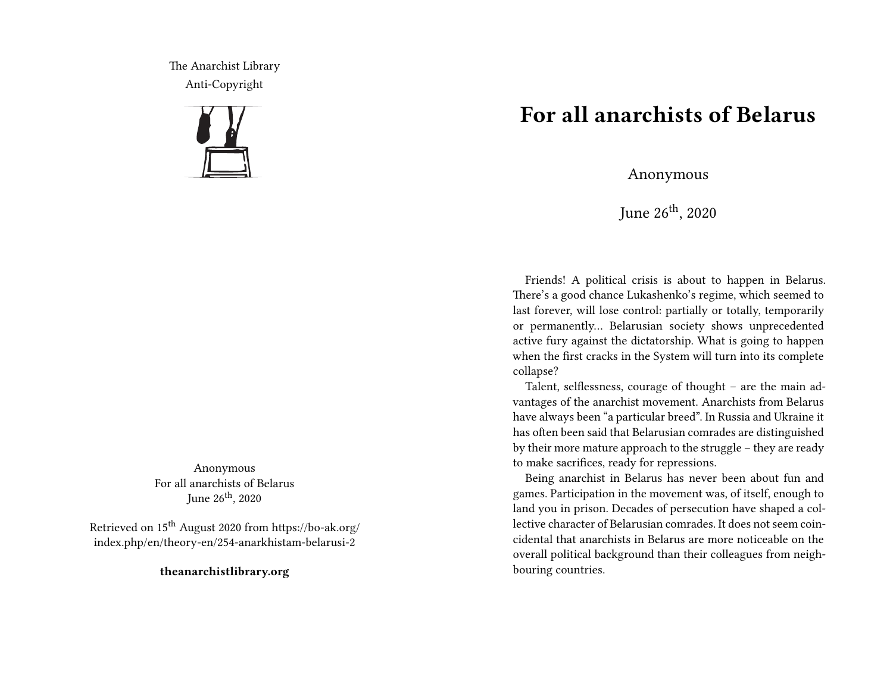The Anarchist Library
Anti-Copyright

Anonymous
For all anarchists of Belarus
June 26th, 2020

Retrieved on 15th August 2020 from https://bo-ak.org/index.php/en/theory-en/254-anarkhistam-belarusi-2

**theanarchistlibrary.org**

# For all anarchists of Belarus

Anonymous

June 26th, 2020

Friends! A political crisis is about to happen in Belarus. There's a good chance Lukashenko's regime, which seemed to last forever, will lose control: partially or totally, temporarily or permanently… Belarusian society shows unprecedented active fury against the dictatorship. What is going to happen when the first cracks in the System will turn into its complete collapse?

Talent, selflessness, courage of thought – are the main advantages of the anarchist movement. Anarchists from Belarus have always been "a particular breed". In Russia and Ukraine it has often been said that Belarusian comrades are distinguished by their more mature approach to the struggle – they are ready to make sacrifices, ready for repressions.

Being anarchist in Belarus has never been about fun and games. Participation in the movement was, of itself, enough to land you in prison. Decades of persecution have shaped a collective character of Belarusian comrades. It does not seem coincidental that anarchists in Belarus are more noticeable on the overall political background than their colleagues from neighbouring countries.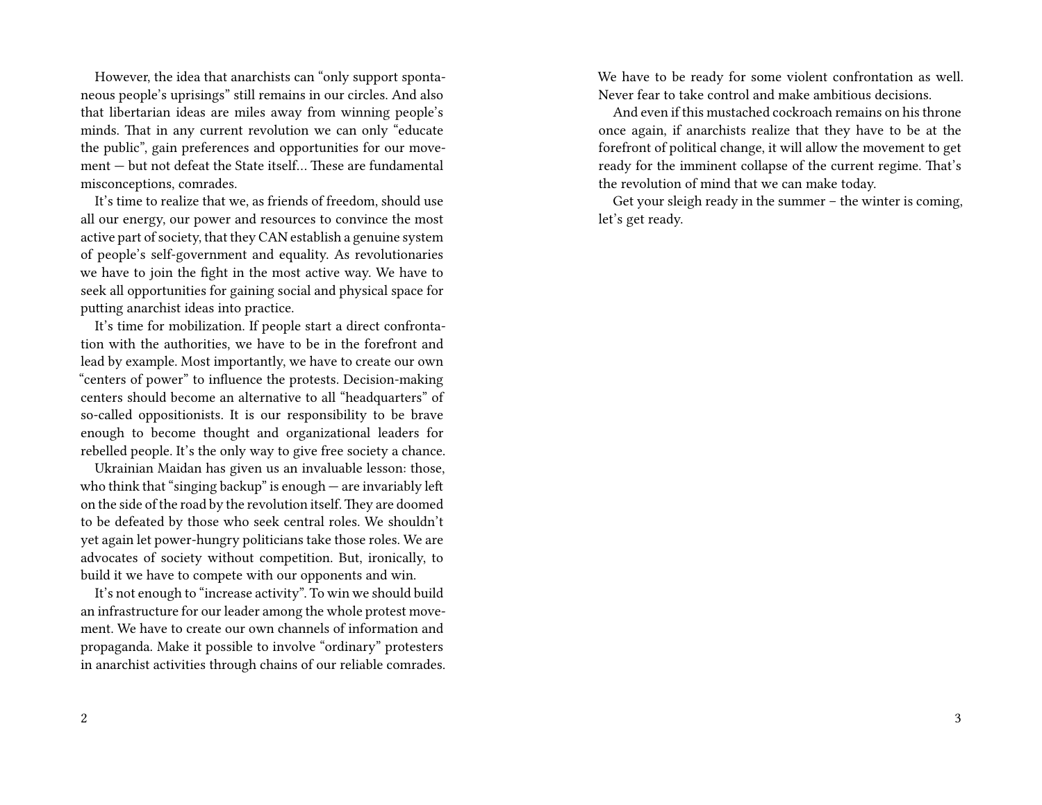However, the idea that anarchists can "only support spontaneous people's uprisings" still remains in our circles. And also that libertarian ideas are miles away from winning people's minds. That in any current revolution we can only "educate the public", gain preferences and opportunities for our movement — but not defeat the State itself… These are fundamental misconceptions, comrades.

It's time to realize that we, as friends of freedom, should use all our energy, our power and resources to convince the most active part of society, that they CAN establish a genuine system of people's self-government and equality. As revolutionaries we have to join the fight in the most active way. We have to seek all opportunities for gaining social and physical space for putting anarchist ideas into practice.

It's time for mobilization. If people start a direct confrontation with the authorities, we have to be in the forefront and lead by example. Most importantly, we have to create our own "centers of power" to influence the protests. Decision-making centers should become an alternative to all "headquarters" of so-called oppositionists. It is our responsibility to be brave enough to become thought and organizational leaders for rebelled people. It's the only way to give free society a chance.

Ukrainian Maidan has given us an invaluable lesson: those, who think that "singing backup" is enough — are invariably left on the side of the road by the revolution itself. They are doomed to be defeated by those who seek central roles. We shouldn't yet again let power-hungry politicians take those roles. We are advocates of society without competition. But, ironically, to build it we have to compete with our opponents and win.

It's not enough to "increase activity". To win we should build an infrastructure for our leader among the whole protest movement. We have to create our own channels of information and propaganda. Make it possible to involve "ordinary" protesters in anarchist activities through chains of our reliable comrades. We have to be ready for some violent confrontation as well. Never fear to take control and make ambitious decisions.

And even if this mustached cockroach remains on his throne once again, if anarchists realize that they have to be at the forefront of political change, it will allow the movement to get ready for the imminent collapse of the current regime. That's the revolution of mind that we can make today.

Get your sleigh ready in the summer – the winter is coming, let's get ready.